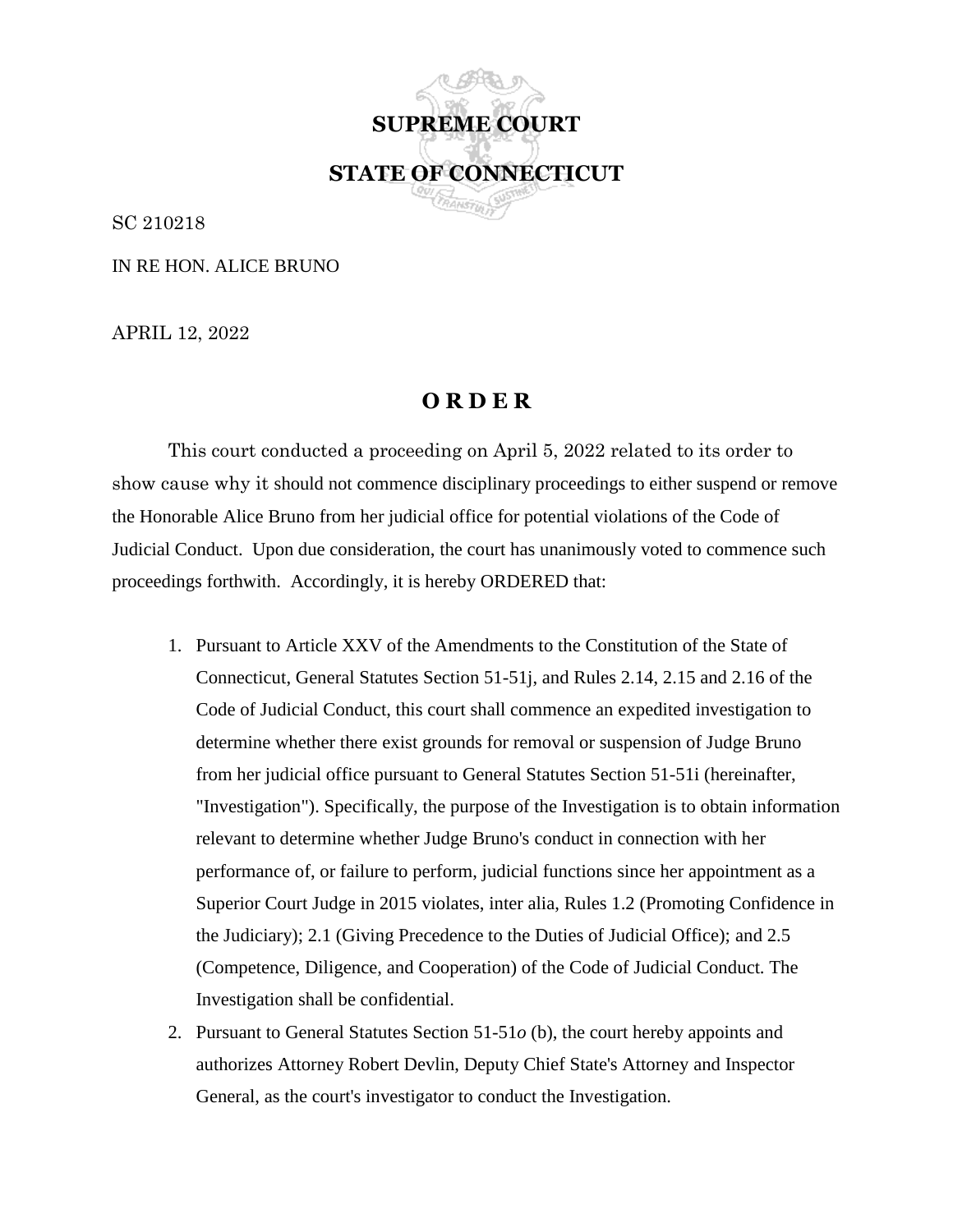# SUPREME COURT

# STATE OF CONNECTICUT

SC 210218

IN RE HON. ALICE BRUNO

APRIL 12, 2022

## O R D E R

This court conducted a proceeding on April 5, 2022 related to its order to show cause why it should not commence disciplinary proceedings to either suspend or remove the Honorable Alice Bruno from her judicial office for potential violations of the Code of Judicial Conduct. Upon due consideration, the court has unanimously voted to commence such proceedings forthwith. Accordingly, it is hereby ORDERED that:

1. Pursuant to Article XXV of the Amendments to the Constitution of the State of Connecticut, General Statutes Section 51-51j, and Rules 2.14, 2.15 and 2.16 of the Code of Judicial Conduct, this court shall commence an expedited investigation to determine whether there exist grounds for removal or suspension of Judge Bruno from her judicial office pursuant to General Statutes Section 51-51i (hereinafter, "Investigation"). Specifically, the purpose of the Investigation is to obtain information relevant to determine whether Judge Bruno's conduct in connection with her performance of, or failure to perform, judicial functions since her appointment as a Superior Court Judge in 2015 violates, inter alia, Rules 1.2 (Promoting Confidence in the Judiciary); 2.1 (Giving Precedence to the Duties of Judicial Office); and 2.5 (Competence, Diligence, and Cooperation) of the Code of Judicial Conduct. The Investigation shall be confidential.
2. Pursuant to General Statutes Section 51-51*o* (b), the court hereby appoints and authorizes Attorney Robert Devlin, Deputy Chief State's Attorney and Inspector General, as the court's investigator to conduct the Investigation.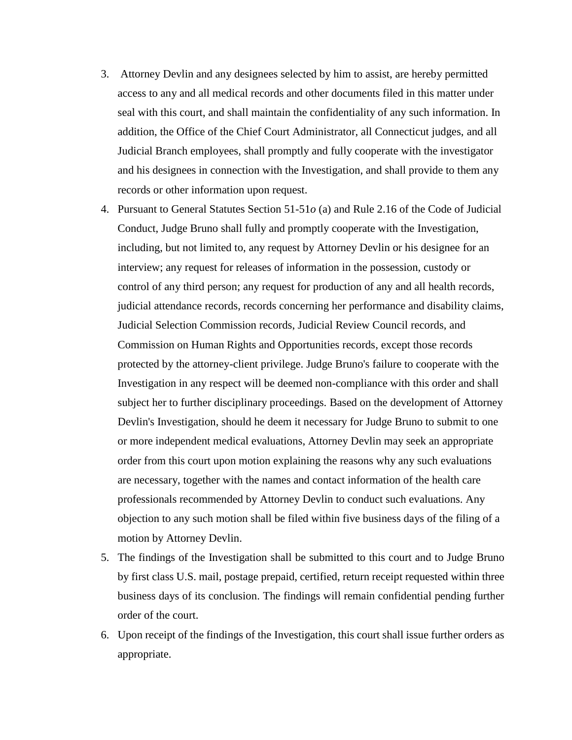3. Attorney Devlin and any designees selected by him to assist, are hereby permitted access to any and all medical records and other documents filed in this matter under seal with this court, and shall maintain the confidentiality of any such information. In addition, the Office of the Chief Court Administrator, all Connecticut judges, and all Judicial Branch employees, shall promptly and fully cooperate with the investigator and his designees in connection with the Investigation, and shall provide to them any records or other information upon request.
4. Pursuant to General Statutes Section 51-51*o* (a) and Rule 2.16 of the Code of Judicial Conduct, Judge Bruno shall fully and promptly cooperate with the Investigation, including, but not limited to, any request by Attorney Devlin or his designee for an interview; any request for releases of information in the possession, custody or control of any third person; any request for production of any and all health records, judicial attendance records, records concerning her performance and disability claims, Judicial Selection Commission records, Judicial Review Council records, and Commission on Human Rights and Opportunities records, except those records protected by the attorney-client privilege. Judge Bruno's failure to cooperate with the Investigation in any respect will be deemed non-compliance with this order and shall subject her to further disciplinary proceedings. Based on the development of Attorney Devlin's Investigation, should he deem it necessary for Judge Bruno to submit to one or more independent medical evaluations, Attorney Devlin may seek an appropriate order from this court upon motion explaining the reasons why any such evaluations are necessary, together with the names and contact information of the health care professionals recommended by Attorney Devlin to conduct such evaluations. Any objection to any such motion shall be filed within five business days of the filing of a motion by Attorney Devlin.
5. The findings of the Investigation shall be submitted to this court and to Judge Bruno by first class U.S. mail, postage prepaid, certified, return receipt requested within three business days of its conclusion. The findings will remain confidential pending further order of the court.
6. Upon receipt of the findings of the Investigation, this court shall issue further orders as appropriate.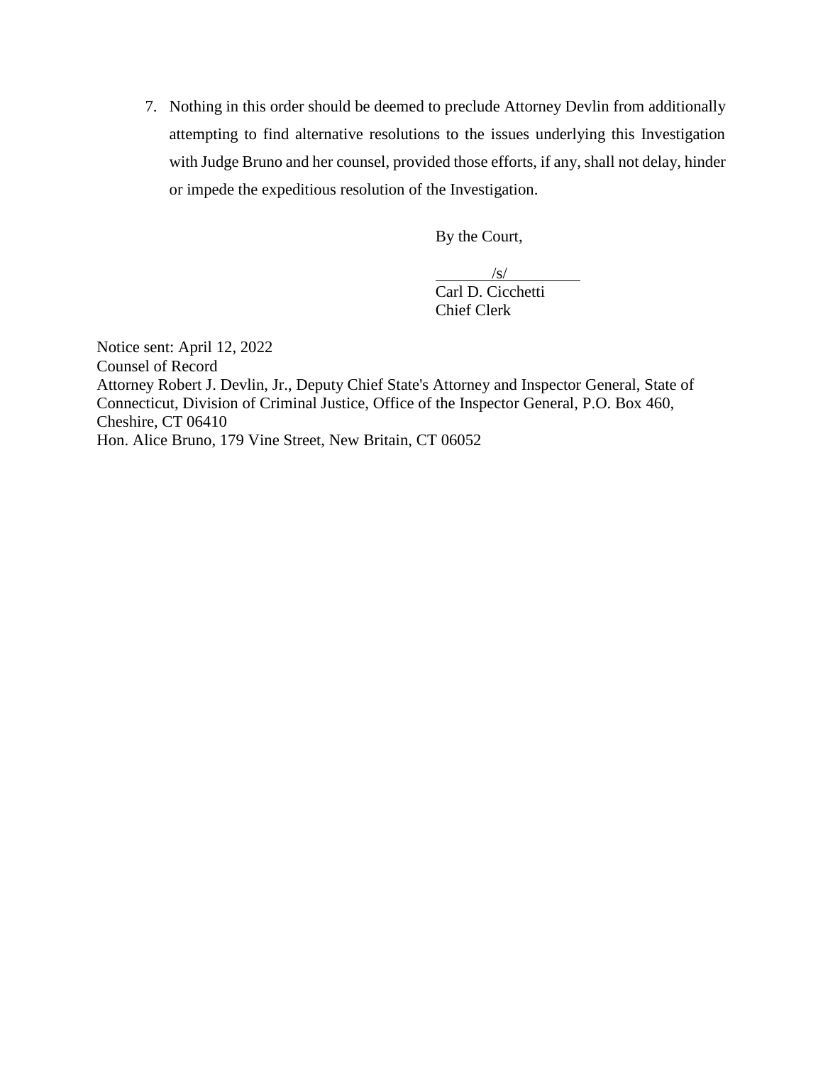7. Nothing in this order should be deemed to preclude Attorney Devlin from additionally attempting to find alternative resolutions to the issues underlying this Investigation with Judge Bruno and her counsel, provided those efforts, if any, shall not delay, hinder or impede the expeditious resolution of the Investigation.

By the Court,

/s/
Carl D. Cicchetti
Chief Clerk

Notice sent: April 12, 2022
Counsel of Record
Attorney Robert J. Devlin, Jr., Deputy Chief State's Attorney and Inspector General, State of Connecticut, Division of Criminal Justice, Office of the Inspector General, P.O. Box 460, Cheshire, CT 06410
Hon. Alice Bruno, 179 Vine Street, New Britain, CT 06052